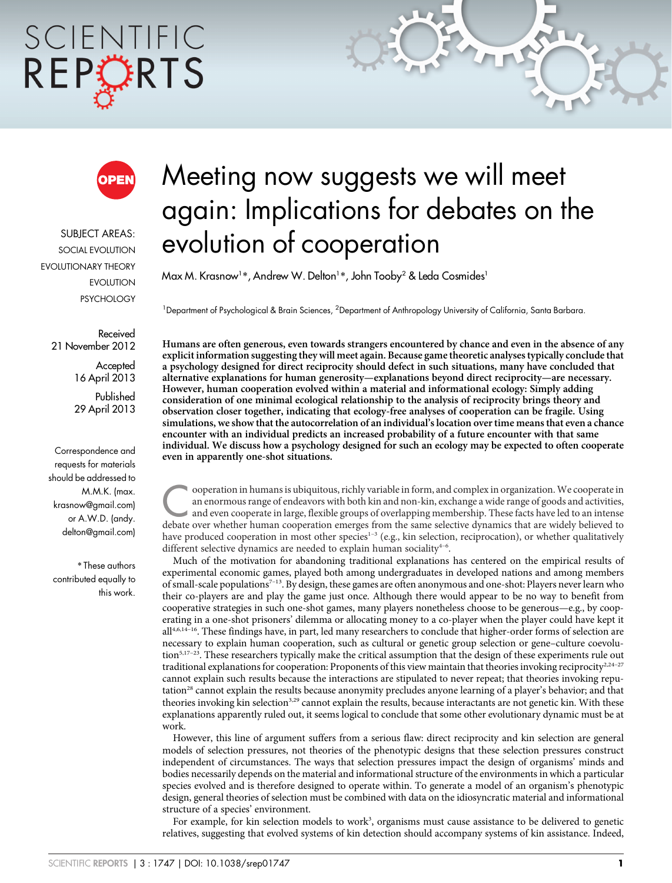# Meeting now suggests we will meet again: Implications for debates on the evolution of cooperation

Max M. Krasnow[1]*, Andrew W. Delton[1]*, John Tooby[2] & Leda Cosmides[1]

[1]Department of Psychological & Brain Sciences, [2]Department of Anthropology University of California, Santa Barbara.

SUBJECT AREAS:
SOCIAL EVOLUTION
EVOLUTIONARY THEORY
EVOLUTION
PSYCHOLOGY

Received
21 November 2012

Accepted
16 April 2013

Published
29 April 2013

Correspondence and requests for materials should be addressed to M.M.K. (max.krasnow@gmail.com) or A.W.D. (andy.delton@gmail.com)

*These authors contributed equally to this work.

**Humans are often generous, even towards strangers encountered by chance and even in the absence of any explicit information suggesting they will meet again. Because game theoretic analyses typically conclude that a psychology designed for direct reciprocity should defect in such situations, many have concluded that alternative explanations for human generosity—explanations beyond direct reciprocity—are necessary. However, human cooperation evolved within a material and informational ecology: Simply adding consideration of one minimal ecological relationship to the analysis of reciprocity brings theory and observation closer together, indicating that ecology-free analyses of cooperation can be fragile. Using simulations, we show that the autocorrelation of an individual's location over time means that even a chance encounter with an individual predicts an increased probability of a future encounter with that same individual. We discuss how a psychology designed for such an ecology may be expected to often cooperate even in apparently one-shot situations.**

Cooperation in humans is ubiquitous, richly variable in form, and complex in organization. We cooperate in an enormous range of endeavors with both kin and non-kin, exchange a wide range of goods and activities, and even cooperate in large, flexible groups of overlapping membership. These facts have led to an intense debate over whether human cooperation emerges from the same selective dynamics that are widely believed to have produced cooperation in most other species[1–3] (e.g., kin selection, reciprocation), or whether qualitatively different selective dynamics are needed to explain human sociality[4–6].

Much of the motivation for abandoning traditional explanations has centered on the empirical results of experimental economic games, played both among undergraduates in developed nations and among members of small-scale populations[7–13]. By design, these games are often anonymous and one-shot: Players never learn who their co-players are and play the game just once. Although there would appear to be no way to benefit from cooperative strategies in such one-shot games, many players nonetheless choose to be generous—e.g., by cooperating in a one-shot prisoners' dilemma or allocating money to a co-player when the player could have kept it all[4,6,14–16]. These findings have, in part, led many researchers to conclude that higher-order forms of selection are necessary to explain human cooperation, such as cultural or genetic group selection or gene–culture coevolution[5,17–23]. These researchers typically make the critical assumption that the design of these experiments rule out traditional explanations for cooperation: Proponents of this view maintain that theories invoking reciprocity[2,24–27] cannot explain such results because the interactions are stipulated to never repeat; that theories invoking reputation[28] cannot explain the results because anonymity precludes anyone learning of a player's behavior; and that theories invoking kin selection[3,29] cannot explain the results, because interactants are not genetic kin. With these explanations apparently ruled out, it seems logical to conclude that some other evolutionary dynamic must be at work.

However, this line of argument suffers from a serious flaw: direct reciprocity and kin selection are general models of selection pressures, not theories of the phenotypic designs that these selection pressures construct independent of circumstances. The ways that selection pressures impact the design of organisms' minds and bodies necessarily depends on the material and informational structure of the environments in which a particular species evolved and is therefore designed to operate within. To generate a model of an organism's phenotypic design, general theories of selection must be combined with data on the idiosyncratic material and informational structure of a species' environment.

For example, for kin selection models to work[3], organisms must cause assistance to be delivered to genetic relatives, suggesting that evolved systems of kin detection should accompany systems of kin assistance. Indeed,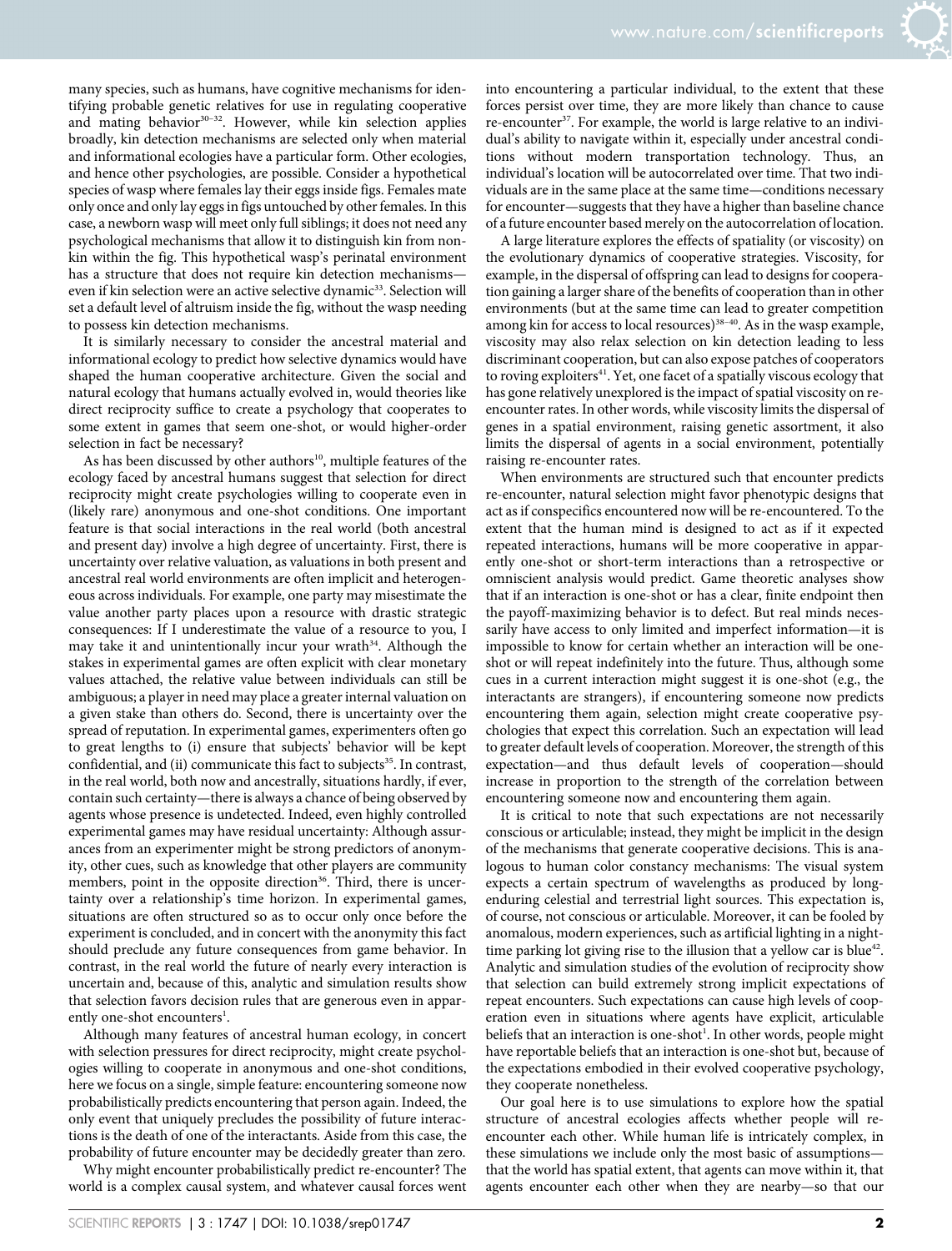many species, such as humans, have cognitive mechanisms for identifying probable genetic relatives for use in regulating cooperative and mating behavior[30–32]. However, while kin selection applies broadly, kin detection mechanisms are selected only when material and informational ecologies have a particular form. Other ecologies, and hence other psychologies, are possible. Consider a hypothetical species of wasp where females lay their eggs inside figs. Females mate only once and only lay eggs in figs untouched by other females. In this case, a newborn wasp will meet only full siblings; it does not need any psychological mechanisms that allow it to distinguish kin from nonkin within the fig. This hypothetical wasp's perinatal environment has a structure that does not require kin detection mechanisms—even if kin selection were an active selective dynamic[33]. Selection will set a default level of altruism inside the fig, without the wasp needing to possess kin detection mechanisms.

It is similarly necessary to consider the ancestral material and informational ecology to predict how selective dynamics would have shaped the human cooperative architecture. Given the social and natural ecology that humans actually evolved in, would theories like direct reciprocity suffice to create a psychology that cooperates to some extent in games that seem one-shot, or would higher-order selection in fact be necessary?

As has been discussed by other authors[10], multiple features of the ecology faced by ancestral humans suggest that selection for direct reciprocity might create psychologies willing to cooperate even in (likely rare) anonymous and one-shot conditions. One important feature is that social interactions in the real world (both ancestral and present day) involve a high degree of uncertainty. First, there is uncertainty over relative valuation, as valuations in both present and ancestral real world environments are often implicit and heterogeneous across individuals. For example, one party may misestimate the value another party places upon a resource with drastic strategic consequences: If I underestimate the value of a resource to you, I may take it and unintentionally incur your wrath[34]. Although the stakes in experimental games are often explicit with clear monetary values attached, the relative value between individuals can still be ambiguous; a player in need may place a greater internal valuation on a given stake than others do. Second, there is uncertainty over the spread of reputation. In experimental games, experimenters often go to great lengths to (i) ensure that subjects' behavior will be kept confidential, and (ii) communicate this fact to subjects[35]. In contrast, in the real world, both now and ancestrally, situations hardly, if ever, contain such certainty—there is always a chance of being observed by agents whose presence is undetected. Indeed, even highly controlled experimental games may have residual uncertainty: Although assurances from an experimenter might be strong predictors of anonymity, other cues, such as knowledge that other players are community members, point in the opposite direction[36]. Third, there is uncertainty over a relationship's time horizon. In experimental games, situations are often structured so as to occur only once before the experiment is concluded, and in concert with the anonymity this fact should preclude any future consequences from game behavior. In contrast, in the real world the future of nearly every interaction is uncertain and, because of this, analytic and simulation results show that selection favors decision rules that are generous even in apparently one-shot encounters[1].

Although many features of ancestral human ecology, in concert with selection pressures for direct reciprocity, might create psychologies willing to cooperate in anonymous and one-shot conditions, here we focus on a single, simple feature: encountering someone now probabilistically predicts encountering that person again. Indeed, the only event that uniquely precludes the possibility of future interactions is the death of one of the interactants. Aside from this case, the probability of future encounter may be decidedly greater than zero.

Why might encounter probabilistically predict re-encounter? The world is a complex causal system, and whatever causal forces went into encountering a particular individual, to the extent that these forces persist over time, they are more likely than chance to cause re-encounter[37]. For example, the world is large relative to an individual's ability to navigate within it, especially under ancestral conditions without modern transportation technology. Thus, an individual's location will be autocorrelated over time. That two individuals are in the same place at the same time—conditions necessary for encounter—suggests that they have a higher than baseline chance of a future encounter based merely on the autocorrelation of location.

A large literature explores the effects of spatiality (or viscosity) on the evolutionary dynamics of cooperative strategies. Viscosity, for example, in the dispersal of offspring can lead to designs for cooperation gaining a larger share of the benefits of cooperation than in other environments (but at the same time can lead to greater competition among kin for access to local resources)[38–40]. As in the wasp example, viscosity may also relax selection on kin detection leading to less discriminant cooperation, but can also expose patches of cooperators to roving exploiters[41]. Yet, one facet of a spatially viscous ecology that has gone relatively unexplored is the impact of spatial viscosity on re-encounter rates. In other words, while viscosity limits the dispersal of genes in a spatial environment, raising genetic assortment, it also limits the dispersal of agents in a social environment, potentially raising re-encounter rates.

When environments are structured such that encounter predicts re-encounter, natural selection might favor phenotypic designs that act as if conspecifics encountered now will be re-encountered. To the extent that the human mind is designed to act as if it expected repeated interactions, humans will be more cooperative in apparently one-shot or short-term interactions than a retrospective or omniscient analysis would predict. Game theoretic analyses show that if an interaction is one-shot or has a clear, finite endpoint then the payoff-maximizing behavior is to defect. But real minds necessarily have access to only limited and imperfect information—it is impossible to know for certain whether an interaction will be one-shot or will repeat indefinitely into the future. Thus, although some cues in a current interaction might suggest it is one-shot (e.g., the interactants are strangers), if encountering someone now predicts encountering them again, selection might create cooperative psychologies that expect this correlation. Such an expectation will lead to greater default levels of cooperation. Moreover, the strength of this expectation—and thus default levels of cooperation—should increase in proportion to the strength of the correlation between encountering someone now and encountering them again.

It is critical to note that such expectations are not necessarily conscious or articulable; instead, they might be implicit in the design of the mechanisms that generate cooperative decisions. This is analogous to human color constancy mechanisms: The visual system expects a certain spectrum of wavelengths as produced by long-enduring celestial and terrestrial light sources. This expectation is, of course, not conscious or articulable. Moreover, it can be fooled by anomalous, modern experiences, such as artificial lighting in a night-time parking lot giving rise to the illusion that a yellow car is blue[42]. Analytic and simulation studies of the evolution of reciprocity show that selection can build extremely strong implicit expectations of repeat encounters. Such expectations can cause high levels of cooperation even in situations where agents have explicit, articulable beliefs that an interaction is one-shot[1]. In other words, people might have reportable beliefs that an interaction is one-shot but, because of the expectations embodied in their evolved cooperative psychology, they cooperate nonetheless.

Our goal here is to use simulations to explore how the spatial structure of ancestral ecologies affects whether people will re-encounter each other. While human life is intricately complex, in these simulations we include only the most basic of assumptions—that the world has spatial extent, that agents can move within it, that agents encounter each other when they are nearby—so that our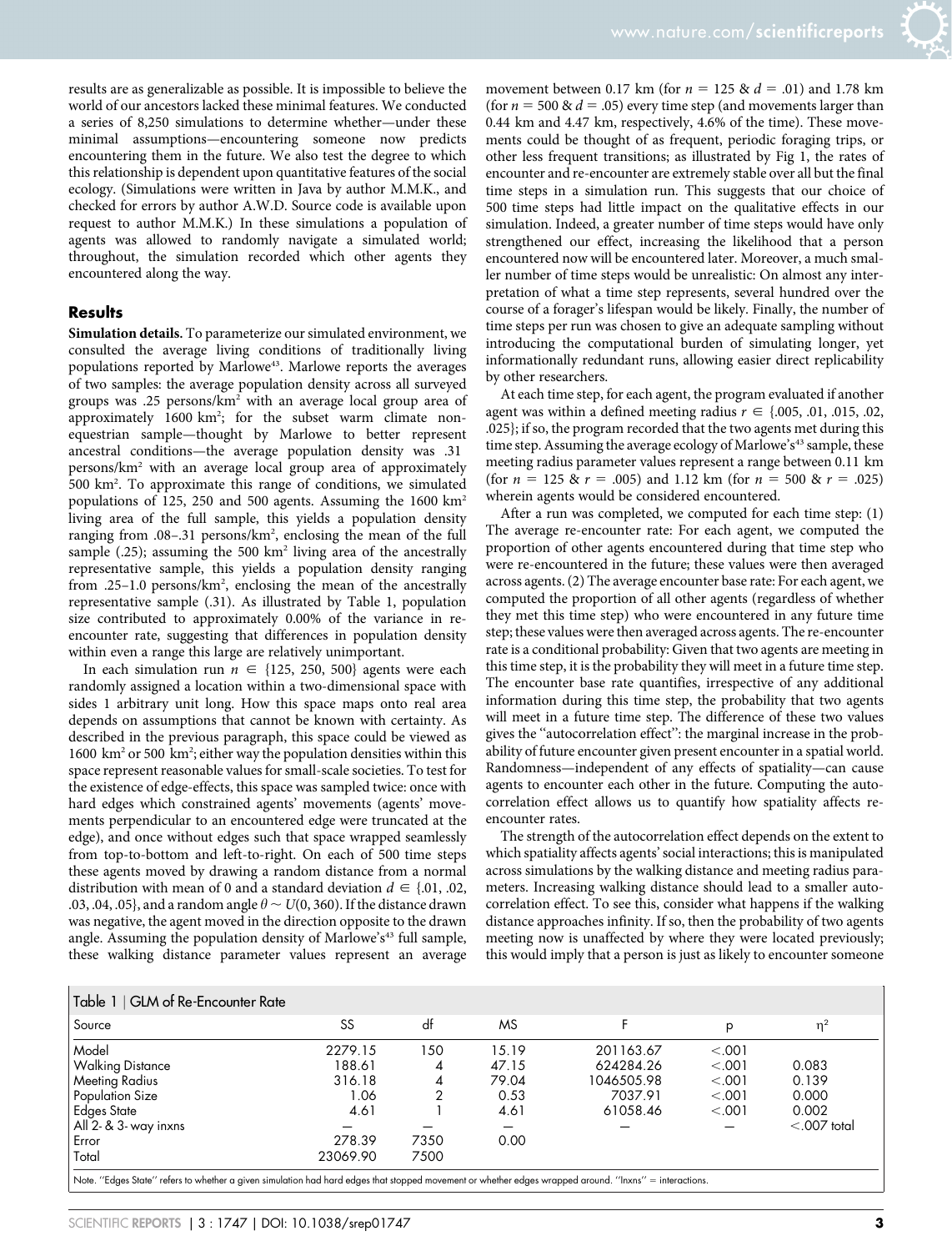results are as generalizable as possible. It is impossible to believe the world of our ancestors lacked these minimal features. We conducted a series of 8,250 simulations to determine whether—under these minimal assumptions—encountering someone now predicts encountering them in the future. We also test the degree to which this relationship is dependent upon quantitative features of the social ecology. (Simulations were written in Java by author M.M.K., and checked for errors by author A.W.D. Source code is available upon request to author M.M.K.) In these simulations a population of agents was allowed to randomly navigate a simulated world; throughout, the simulation recorded which other agents they encountered along the way.

## Results

**Simulation details.** To parameterize our simulated environment, we consulted the average living conditions of traditionally living populations reported by Marlowe[43]. Marlowe reports the averages of two samples: the average population density across all surveyed groups was .25 persons/km$^2$ with an average local group area of approximately 1600 km$^2$; for the subset warm climate non-equestrian sample—thought by Marlowe to better represent ancestral conditions—the average population density was .31 persons/km$^2$ with an average local group area of approximately 500 km$^2$. To approximate this range of conditions, we simulated populations of 125, 250 and 500 agents. Assuming the 1600 km$^2$ living area of the full sample, this yields a population density ranging from .08–.31 persons/km$^2$, enclosing the mean of the full sample (.25); assuming the 500 km$^2$ living area of the ancestrally representative sample, this yields a population density ranging from .25–1.0 persons/km$^2$, enclosing the mean of the ancestrally representative sample (.31). As illustrated by Table 1, population size contributed to approximately 0.00% of the variance in re-encounter rate, suggesting that differences in population density within even a range this large are relatively unimportant.

In each simulation run $n \in \{125, 250, 500\}$ agents were each randomly assigned a location within a two-dimensional space with sides 1 arbitrary unit long. How this space maps onto real area depends on assumptions that cannot be known with certainty. As described in the previous paragraph, this space could be viewed as 1600 km$^2$ or 500 km$^2$; either way the population densities within this space represent reasonable values for small-scale societies. To test for the existence of edge-effects, this space was sampled twice: once with hard edges which constrained agents' movements (agents' movements perpendicular to an encountered edge were truncated at the edge), and once without edges such that space wrapped seamlessly from top-to-bottom and left-to-right. On each of 500 time steps these agents moved by drawing a random distance from a normal distribution with mean of 0 and a standard deviation $d \in \{.01, .02, .03, .04, .05\}$, and a random angle $\theta \sim U(0, 360)$. If the distance drawn was negative, the agent moved in the direction opposite to the drawn angle. Assuming the population density of Marlowe's[43] full sample, these walking distance parameter values represent an average movement between 0.17 km (for $n = 125$ & $d = .01$) and 1.78 km (for $n = 500$ & $d = .05$) every time step (and movements larger than 0.44 km and 4.47 km, respectively, 4.6% of the time). These movements could be thought of as frequent, periodic foraging trips, or other less frequent transitions; as illustrated by Fig 1, the rates of encounter and re-encounter are extremely stable over all but the final time steps in a simulation run. This suggests that our choice of 500 time steps had little impact on the qualitative effects in our simulation. Indeed, a greater number of time steps would have only strengthened our effect, increasing the likelihood that a person encountered now will be encountered later. Moreover, a much smaller number of time steps would be unrealistic: On almost any interpretation of what a time step represents, several hundred over the course of a forager's lifespan would be likely. Finally, the number of time steps per run was chosen to give an adequate sampling without introducing the computational burden of simulating longer, yet informationally redundant runs, allowing easier direct replicability by other researchers.

At each time step, for each agent, the program evaluated if another agent was within a defined meeting radius $r \in \{.005, .01, .015, .02, .025\}$; if so, the program recorded that the two agents met during this time step. Assuming the average ecology of Marlowe's[43] sample, these meeting radius parameter values represent a range between 0.11 km (for $n = 125$ & $r = .005$) and 1.12 km (for $n = 500$ & $r = .025$) wherein agents would be considered encountered.

After a run was completed, we computed for each time step: (1) The average re-encounter rate: For each agent, we computed the proportion of other agents encountered during that time step who were re-encountered in the future; these values were then averaged across agents. (2) The average encounter base rate: For each agent, we computed the proportion of all other agents (regardless of whether they met this time step) who were encountered in any future time step; these values were then averaged across agents. The re-encounter rate is a conditional probability: Given that two agents are meeting in this time step, it is the probability they will meet in a future time step. The encounter base rate quantifies, irrespective of any additional information during this time step, the probability that two agents will meet in a future time step. The difference of these two values gives the "autocorrelation effect": the marginal increase in the probability of future encounter given present encounter in a spatial world. Randomness—independent of any effects of spatiality—can cause agents to encounter each other in the future. Computing the autocorrelation effect allows us to quantify how spatiality affects re-encounter rates.

The strength of the autocorrelation effect depends on the extent to which spatiality affects agents' social interactions; this is manipulated across simulations by the walking distance and meeting radius parameters. Increasing walking distance should lead to a smaller autocorrelation effect. To see this, consider what happens if the walking distance approaches infinity. If so, then the probability of two agents meeting now is unaffected by where they were located previously; this would imply that a person is just as likely to encounter someone

Table 1 | GLM of Re-Encounter Rate

| Source | SS | df | MS | F | p | $\eta^2$ |
|---|---|---|---|---|---|---|
| Model | 2279.15 | 150 | 15.19 | 201163.67 | <.001 | |
| Walking Distance | 188.61 | 4 | 47.15 | 624284.26 | <.001 | 0.083 |
| Meeting Radius | 316.18 | 4 | 79.04 | 1046505.98 | <.001 | 0.139 |
| Population Size | 1.06 | 2 | 0.53 | 7037.91 | <.001 | 0.000 |
| Edges State | 4.61 | 1 | 4.61 | 61058.46 | <.001 | 0.002 |
| All 2- & 3-way inxns | — | — | — | — | — | <.007 total |
| Error | 278.39 | 7350 | 0.00 | | | |
| Total | 23069.90 | 7500 | | | | |

Note. "Edges State" refers to whether a given simulation had hard edges that stopped movement or whether edges wrapped around. "Inxns" = interactions.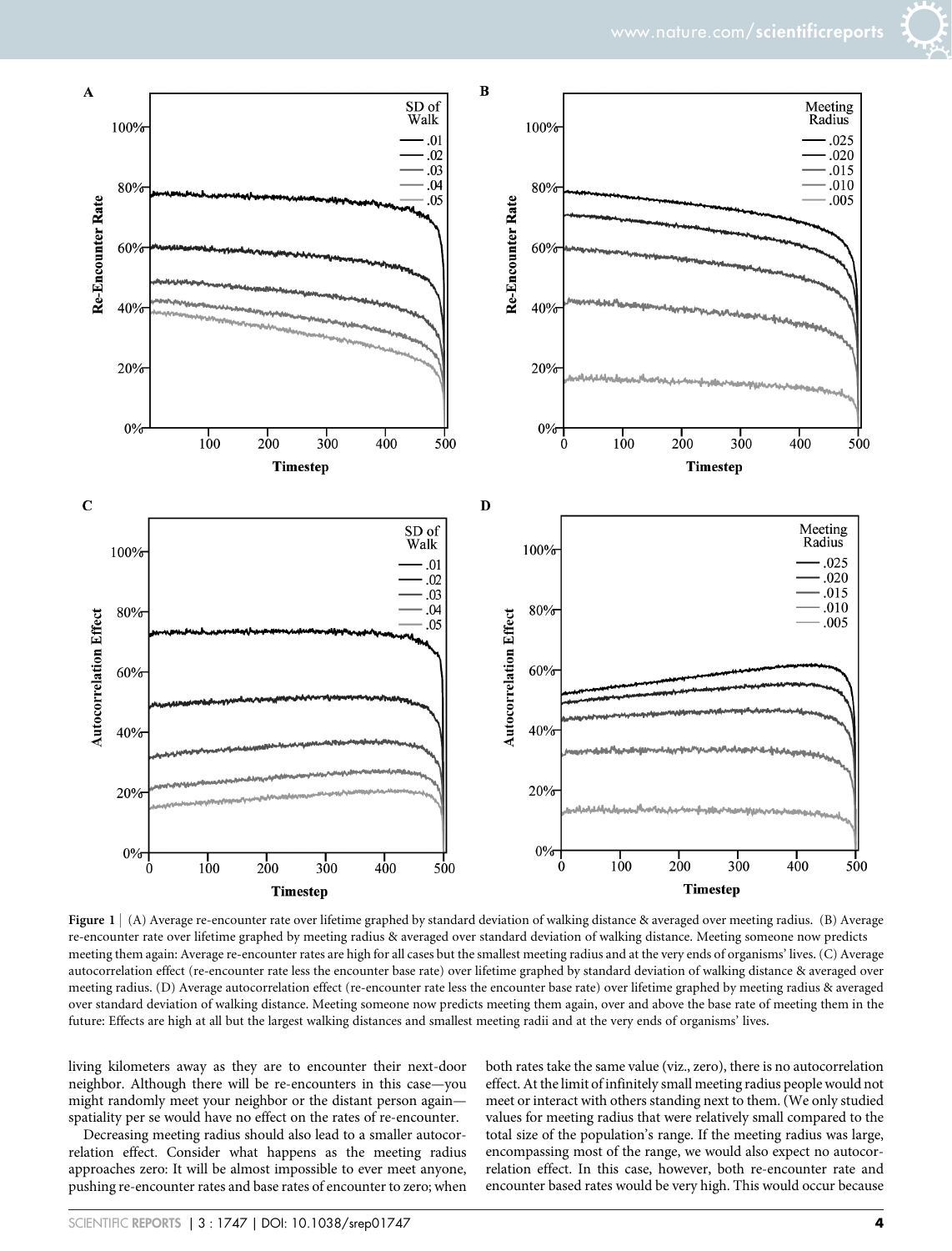A

SD of Walk
.01
.02
.03
.04
.05

Re-Encounter Rate

100%
80%
60%
40%
20%
0%

100 200 300 400 500

Timestep

B

Meeting Radius
.025
.020
.015
.010
.005

Re-Encounter Rate

100%
80%
60%
40%
20%
0%

0 100 200 300 400 500

Timestep

C

SD of Walk
.01
.02
.03
.04
.05

Autocorrelation Effect

100%
80%
60%
40%
20%
0%

0 100 200 300 400 500

Timestep

D

Meeting Radius
.025
.020
.015
.010
.005

Autocorrelation Effect

100%
80%
60%
40%
20%
0%

0 100 200 300 400 500

Timestep

**Figure 1** | (A) Average re-encounter rate over lifetime graphed by standard deviation of walking distance & averaged over meeting radius. (B) Average re-encounter rate over lifetime graphed by meeting radius & averaged over standard deviation of walking distance. Meeting someone now predicts meeting them again: Average re-encounter rates are high for all cases but the smallest meeting radius and at the very ends of organisms' lives. (C) Average autocorrelation effect (re-encounter rate less the encounter base rate) over lifetime graphed by standard deviation of walking distance & averaged over meeting radius. (D) Average autocorrelation effect (re-encounter rate less the encounter base rate) over lifetime graphed by meeting radius & averaged over standard deviation of walking distance. Meeting someone now predicts meeting them again, over and above the base rate of meeting them in the future: Effects are high at all but the largest walking distances and smallest meeting radii and at the very ends of organisms' lives.

living kilometers away as they are to encounter their next-door neighbor. Although there will be re-encounters in this case—you might randomly meet your neighbor or the distant person again—spatiality per se would have no effect on the rates of re-encounter.

Decreasing meeting radius should also lead to a smaller autocorrelation effect. Consider what happens as the meeting radius approaches zero: It will be almost impossible to ever meet anyone, pushing re-encounter rates and base rates of encounter to zero; when both rates take the same value (viz., zero), there is no autocorrelation effect. At the limit of infinitely small meeting radius people would not meet or interact with others standing next to them. (We only studied values for meeting radius that were relatively small compared to the total size of the population's range. If the meeting radius was large, encompassing most of the range, we would also expect no autocorrelation effect. In this case, however, both re-encounter rate and encounter based rates would be very high. This would occur because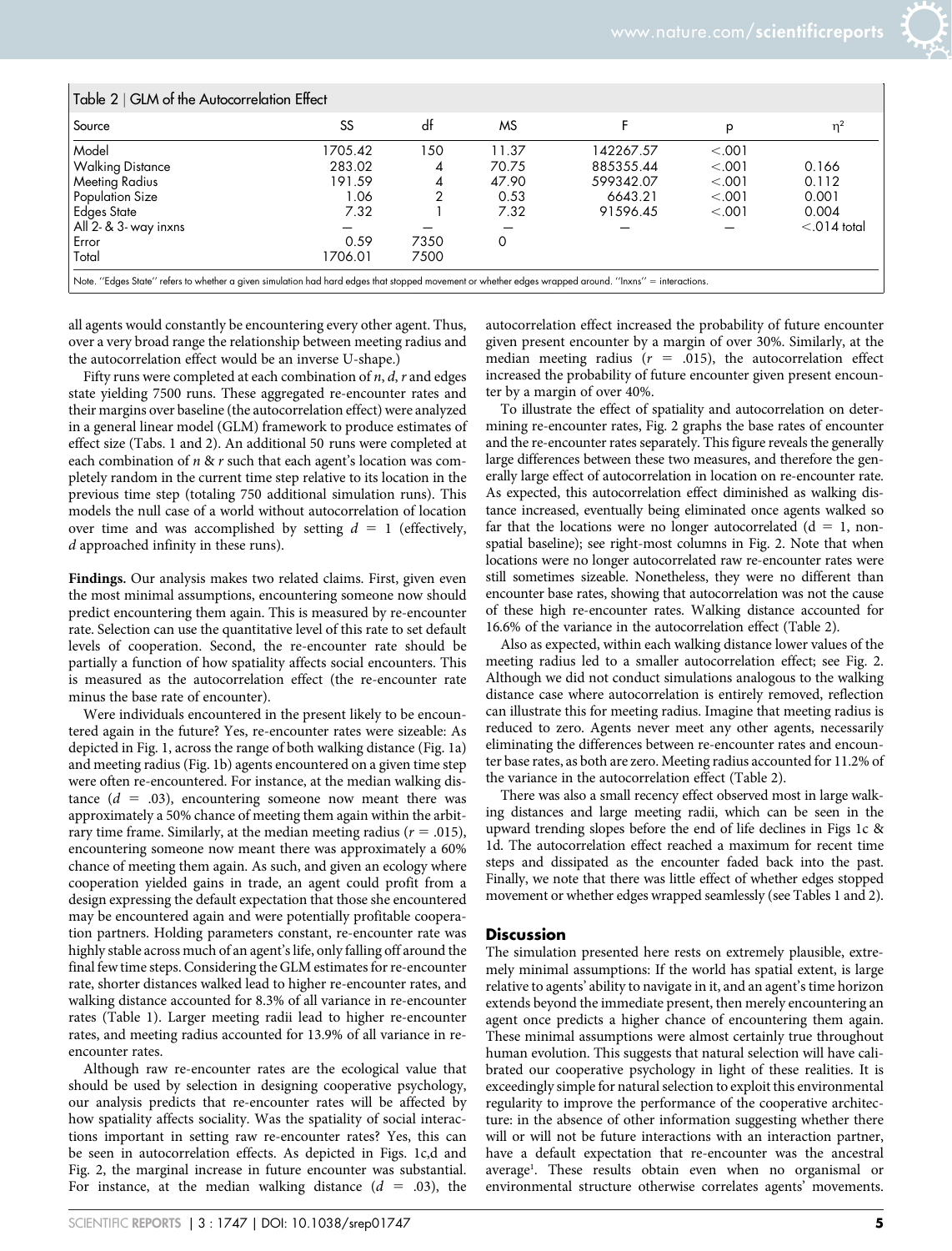Table 2 | GLM of the Autocorrelation Effect

| Source | SS | df | MS | F | p | $\eta^2$ |
|---|---|---|---|---|---|---|
| Model | 1705.42 | 150 | 11.37 | 142267.57 | <.001 | |
| Walking Distance | 283.02 | 4 | 70.75 | 885355.44 | <.001 | 0.166 |
| Meeting Radius | 191.59 | 4 | 47.90 | 599342.07 | <.001 | 0.112 |
| Population Size | 1.06 | 2 | 0.53 | 6643.21 | <.001 | 0.001 |
| Edges State | 7.32 | 1 | 7.32 | 91596.45 | <.001 | 0.004 |
| All 2- & 3- way inxns | — | — | — | — | — | <.014 total |
| Error | 0.59 | 7350 | 0 | | | |
| Total | 1706.01 | 7500 | | | | |

Note. "Edges State" refers to whether a given simulation had hard edges that stopped movement or whether edges wrapped around. "Inxns" = interactions.

all agents would constantly be encountering every other agent. Thus, over a very broad range the relationship between meeting radius and the autocorrelation effect would be an inverse U-shape.)

Fifty runs were completed at each combination of $n$, $d$, $r$ and edges state yielding 7500 runs. These aggregated re-encounter rates and their margins over baseline (the autocorrelation effect) were analyzed in a general linear model (GLM) framework to produce estimates of effect size (Tabs. 1 and 2). An additional 50 runs were completed at each combination of $n$ & $r$ such that each agent's location was completely random in the current time step relative to its location in the previous time step (totaling 750 additional simulation runs). This models the null case of a world without autocorrelation of location over time and was accomplished by setting $d = 1$ (effectively, $d$ approached infinity in these runs).

**Findings.** Our analysis makes two related claims. First, given even the most minimal assumptions, encountering someone now should predict encountering them again. This is measured by re-encounter rate. Selection can use the quantitative level of this rate to set default levels of cooperation. Second, the re-encounter rate should be partially a function of how spatiality affects social encounters. This is measured as the autocorrelation effect (the re-encounter rate minus the base rate of encounter).

Were individuals encountered in the present likely to be encountered again in the future? Yes, re-encounter rates were sizeable: As depicted in Fig. 1, across the range of both walking distance (Fig. 1a) and meeting radius (Fig. 1b) agents encountered on a given time step were often re-encountered. For instance, at the median walking distance ($d = .03$), encountering someone now meant there was approximately a 50% chance of meeting them again within the arbitrary time frame. Similarly, at the median meeting radius ($r = .015$), encountering someone now meant there was approximately a 60% chance of meeting them again. As such, and given an ecology where cooperation yielded gains in trade, an agent could profit from a design expressing the default expectation that those she encountered may be encountered again and were potentially profitable cooperation partners. Holding parameters constant, re-encounter rate was highly stable across much of an agent's life, only falling off around the final few time steps. Considering the GLM estimates for re-encounter rate, shorter distances walked lead to higher re-encounter rates, and walking distance accounted for 8.3% of all variance in re-encounter rates (Table 1). Larger meeting radii lead to higher re-encounter rates, and meeting radius accounted for 13.9% of all variance in re-encounter rates.

Although raw re-encounter rates are the ecological value that should be used by selection in designing cooperative psychology, our analysis predicts that re-encounter rates will be affected by how spatiality affects sociality. Was the spatiality of social interactions important in setting raw re-encounter rates? Yes, this can be seen in autocorrelation effects. As depicted in Figs. 1c,d and Fig. 2, the marginal increase in future encounter was substantial. For instance, at the median walking distance ($d = .03$), the autocorrelation effect increased the probability of future encounter given present encounter by a margin of over 30%. Similarly, at the median meeting radius ($r = .015$), the autocorrelation effect increased the probability of future encounter given present encounter by a margin of over 40%.

To illustrate the effect of spatiality and autocorrelation on determining re-encounter rates, Fig. 2 graphs the base rates of encounter and the re-encounter rates separately. This figure reveals the generally large differences between these two measures, and therefore the generally large effect of autocorrelation in location on re-encounter rate. As expected, this autocorrelation effect diminished as walking distance increased, eventually being eliminated once agents walked so far that the locations were no longer autocorrelated ($d = 1$, non-spatial baseline); see right-most columns in Fig. 2. Note that when locations were no longer autocorrelated raw re-encounter rates were still sometimes sizeable. Nonetheless, they were no different than encounter base rates, showing that autocorrelation was not the cause of these high re-encounter rates. Walking distance accounted for 16.6% of the variance in the autocorrelation effect (Table 2).

Also as expected, within each walking distance lower values of the meeting radius led to a smaller autocorrelation effect; see Fig. 2. Although we did not conduct simulations analogous to the walking distance case where autocorrelation is entirely removed, reflection can illustrate this for meeting radius. Imagine that meeting radius is reduced to zero. Agents never meet any other agents, necessarily eliminating the differences between re-encounter rates and encounter base rates, as both are zero. Meeting radius accounted for 11.2% of the variance in the autocorrelation effect (Table 2).

There was also a small recency effect observed most in large walking distances and large meeting radii, which can be seen in the upward trending slopes before the end of life declines in Figs 1c & 1d. The autocorrelation effect reached a maximum for recent time steps and dissipated as the encounter faded back into the past. Finally, we note that there was little effect of whether edges stopped movement or whether edges wrapped seamlessly (see Tables 1 and 2).

## Discussion

The simulation presented here rests on extremely plausible, extremely minimal assumptions: If the world has spatial extent, is large relative to agents' ability to navigate in it, and an agent's time horizon extends beyond the immediate present, then merely encountering an agent once predicts a higher chance of encountering them again. These minimal assumptions were almost certainly true throughout human evolution. This suggests that natural selection will have calibrated our cooperative psychology in light of these realities. It is exceedingly simple for natural selection to exploit this environmental regularity to improve the performance of the cooperative architecture: in the absence of other information suggesting whether there will or will not be future interactions with an interaction partner, have a default expectation that re-encounter was the ancestral average[1]. These results obtain even when no organismal or environmental structure otherwise correlates agents' movements.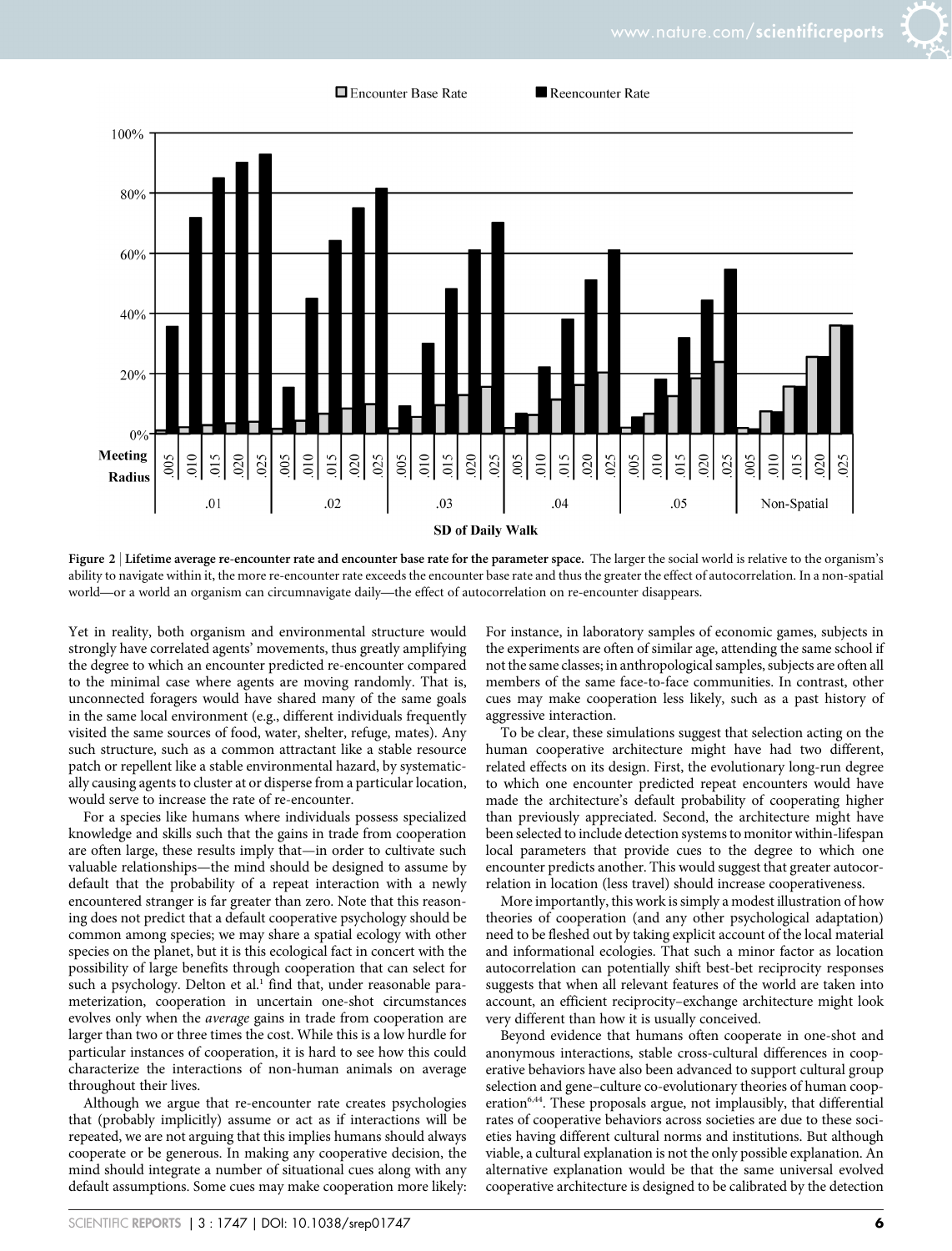Encounter Base Rate
Reencounter Rate

100%
80%
60%
40%
20%
0%

Meeting Radius
.005 .010 .015 .020 .025 .005 .010 .015 .020 .025 .005 .010 .015 .020 .025 .005 .010 .015 .020 .025 .005 .010 .015 .020 .025 .005 .010 .015 .020 .025

.01 .02 .03 .04 .05 Non-Spatial

SD of Daily Walk

**Figure 2 | Lifetime average re-encounter rate and encounter base rate for the parameter space.** The larger the social world is relative to the organism's ability to navigate within it, the more re-encounter rate exceeds the encounter base rate and thus the greater the effect of autocorrelation. In a non-spatial world—or a world an organism can circumnavigate daily—the effect of autocorrelation on re-encounter disappears.

Yet in reality, both organism and environmental structure would strongly have correlated agents' movements, thus greatly amplifying the degree to which an encounter predicted re-encounter compared to the minimal case where agents are moving randomly. That is, unconnected foragers would have shared many of the same goals in the same local environment (e.g., different individuals frequently visited the same sources of food, water, shelter, refuge, mates). Any such structure, such as a common attractant like a stable resource patch or repellent like a stable environmental hazard, by systematically causing agents to cluster at or disperse from a particular location, would serve to increase the rate of re-encounter.

For a species like humans where individuals possess specialized knowledge and skills such that the gains in trade from cooperation are often large, these results imply that—in order to cultivate such valuable relationships—the mind should be designed to assume by default that the probability of a repeat interaction with a newly encountered stranger is far greater than zero. Note that this reasoning does not predict that a default cooperative psychology should be common among species; we may share a spatial ecology with other species on the planet, but it is this ecological fact in concert with the possibility of large benefits through cooperation that can select for such a psychology. Delton et al.[1] find that, under reasonable parameterization, cooperation in uncertain one-shot circumstances evolves only when the *average* gains in trade from cooperation are larger than two or three times the cost. While this is a low hurdle for particular instances of cooperation, it is hard to see how this could characterize the interactions of non-human animals on average throughout their lives.

Although we argue that re-encounter rate creates psychologies that (probably implicitly) assume or act as if interactions will be repeated, we are not arguing that this implies humans should always cooperate or be generous. In making any cooperative decision, the mind should integrate a number of situational cues along with any default assumptions. Some cues may make cooperation more likely: For instance, in laboratory samples of economic games, subjects in the experiments are often of similar age, attending the same school if not the same classes; in anthropological samples, subjects are often all members of the same face-to-face communities. In contrast, other cues may make cooperation less likely, such as a past history of aggressive interaction.

To be clear, these simulations suggest that selection acting on the human cooperative architecture might have had two different, related effects on its design. First, the evolutionary long-run degree to which one encounter predicted repeat encounters would have made the architecture's default probability of cooperating higher than previously appreciated. Second, the architecture might have been selected to include detection systems to monitor within-lifespan local parameters that provide cues to the degree to which one encounter predicts another. This would suggest that greater autocorrelation in location (less travel) should increase cooperativeness.

More importantly, this work is simply a modest illustration of how theories of cooperation (and any other psychological adaptation) need to be fleshed out by taking explicit account of the local material and informational ecologies. That such a minor factor as location autocorrelation can potentially shift best-bet reciprocity responses suggests that when all relevant features of the world are taken into account, an efficient reciprocity–exchange architecture might look very different than how it is usually conceived.

Beyond evidence that humans often cooperate in one-shot and anonymous interactions, stable cross-cultural differences in cooperative behaviors have also been advanced to support cultural group selection and gene–culture co-evolutionary theories of human cooperation[6,44]. These proposals argue, not implausibly, that differential rates of cooperative behaviors across societies are due to these societies having different cultural norms and institutions. But although viable, a cultural explanation is not the only possible explanation. An alternative explanation would be that the same universal evolved cooperative architecture is designed to be calibrated by the detection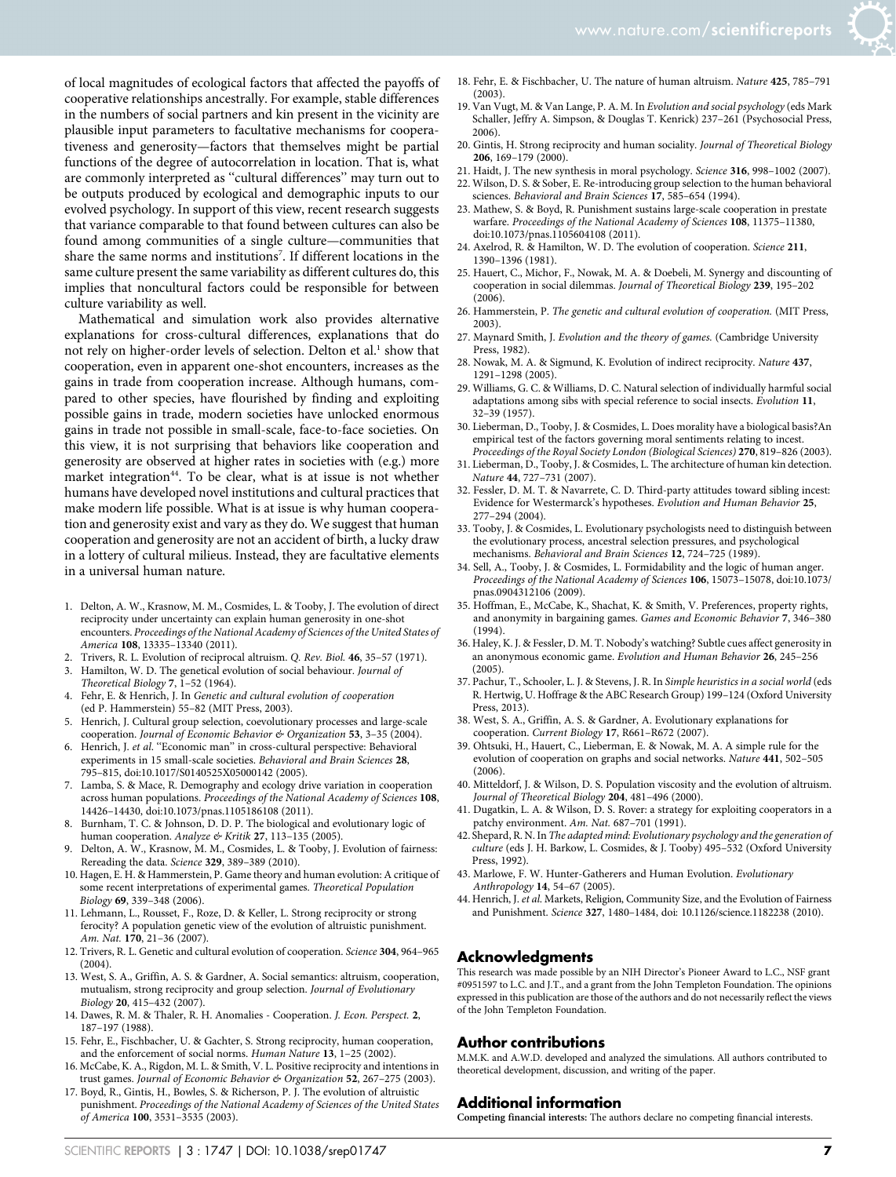of local magnitudes of ecological factors that affected the payoffs of cooperative relationships ancestrally. For example, stable differences in the numbers of social partners and kin present in the vicinity are plausible input parameters to facultative mechanisms for cooperativeness and generosity—factors that themselves might be partial functions of the degree of autocorrelation in location. That is, what are commonly interpreted as "cultural differences" may turn out to be outputs produced by ecological and demographic inputs to our evolved psychology. In support of this view, recent research suggests that variance comparable to that found between cultures can also be found among communities of a single culture—communities that share the same norms and institutions[7]. If different locations in the same culture present the same variability as different cultures do, this implies that noncultural factors could be responsible for between culture variability as well.

Mathematical and simulation work also provides alternative explanations for cross-cultural differences, explanations that do not rely on higher-order levels of selection. Delton et al.[1] show that cooperation, even in apparent one-shot encounters, increases as the gains in trade from cooperation increase. Although humans, compared to other species, have flourished by finding and exploiting possible gains in trade, modern societies have unlocked enormous gains in trade not possible in small-scale, face-to-face societies. On this view, it is not surprising that behaviors like cooperation and generosity are observed at higher rates in societies with (e.g.) more market integration[44]. To be clear, what is at issue is not whether humans have developed novel institutions and cultural practices that make modern life possible. What is at issue is why human cooperation and generosity exist and vary as they do. We suggest that human cooperation and generosity are not an accident of birth, a lucky draw in a lottery of cultural milieus. Instead, they are facultative elements in a universal human nature.

1. Delton, A. W., Krasnow, M. M., Cosmides, L. & Tooby, J. The evolution of direct reciprocity under uncertainty can explain human generosity in one-shot encounters. *Proceedings of the National Academy of Sciences of the United States of America* **108**, 13335–13340 (2011).
2. Trivers, R. L. Evolution of reciprocal altruism. *Q. Rev. Biol.* **46**, 35–57 (1971).
3. Hamilton, W. D. The genetical evolution of social behaviour. *Journal of Theoretical Biology* **7**, 1–52 (1964).
4. Fehr, E. & Henrich, J. In *Genetic and cultural evolution of cooperation* (ed P. Hammerstein) 55–82 (MIT Press, 2003).
5. Henrich, J. Cultural group selection, coevolutionary processes and large-scale cooperation. *Journal of Economic Behavior & Organization* **53**, 3–35 (2004).
6. Henrich, J. *et al.* "Economic man" in cross-cultural perspective: Behavioral experiments in 15 small-scale societies. *Behavioral and Brain Sciences* **28**, 795–815, doi:10.1017/S0140525X05000142 (2005).
7. Lamba, S. & Mace, R. Demography and ecology drive variation in cooperation across human populations. *Proceedings of the National Academy of Sciences* **108**, 14426–14430, doi:10.1073/pnas.1105186108 (2011).
8. Burnham, T. C. & Johnson, D. D. P. The biological and evolutionary logic of human cooperation. *Analyze & Kritik* **27**, 113–135 (2005).
9. Delton, A. W., Krasnow, M. M., Cosmides, L. & Tooby, J. Evolution of fairness: Rereading the data. *Science* **329**, 389–389 (2010).
10. Hagen, E. H. & Hammerstein, P. Game theory and human evolution: A critique of some recent interpretations of experimental games. *Theoretical Population Biology* **69**, 339–348 (2006).
11. Lehmann, L., Rousset, F., Roze, D. & Keller, L. Strong reciprocity or strong ferocity? A population genetic view of the evolution of altruistic punishment. *Am. Nat.* **170**, 21–36 (2007).
12. Trivers, R. L. Genetic and cultural evolution of cooperation. *Science* **304**, 964–965 (2004).
13. West, S. A., Griffin, A. S. & Gardner, A. Social semantics: altruism, cooperation, mutualism, strong reciprocity and group selection. *Journal of Evolutionary Biology* **20**, 415–432 (2007).
14. Dawes, R. M. & Thaler, R. H. Anomalies - Cooperation. *J. Econ. Perspect.* **2**, 187–197 (1988).
15. Fehr, E., Fischbacher, U. & Gachter, S. Strong reciprocity, human cooperation, and the enforcement of social norms. *Human Nature* **13**, 1–25 (2002).
16. McCabe, K. A., Rigdon, M. L. & Smith, V. L. Positive reciprocity and intentions in trust games. *Journal of Economic Behavior & Organization* **52**, 267–275 (2003).
17. Boyd, R., Gintis, H., Bowles, S. & Richerson, P. J. The evolution of altruistic punishment. *Proceedings of the National Academy of Sciences of the United States of America* **100**, 3531–3535 (2003).
18. Fehr, E. & Fischbacher, U. The nature of human altruism. *Nature* **425**, 785–791 (2003).
19. Van Vugt, M. & Van Lange, P. A. M. In *Evolution and social psychology* (eds Mark Schaller, Jeffry A. Simpson, & Douglas T. Kenrick) 237–261 (Psychosocial Press, 2006).
20. Gintis, H. Strong reciprocity and human sociality. *Journal of Theoretical Biology* **206**, 169–179 (2000).
21. Haidt, J. The new synthesis in moral psychology. *Science* **316**, 998–1002 (2007).
22. Wilson, D. S. & Sober, E. Re-introducing group selection to the human behavioral sciences. *Behavioral and Brain Sciences* **17**, 585–654 (1994).
23. Mathew, S. & Boyd, R. Punishment sustains large-scale cooperation in prestate warfare. *Proceedings of the National Academy of Sciences* **108**, 11375–11380, doi:10.1073/pnas.1105604108 (2011).
24. Axelrod, R. & Hamilton, W. D. The evolution of cooperation. *Science* **211**, 1390–1396 (1981).
25. Hauert, C., Michor, F., Nowak, M. A. & Doebeli, M. Synergy and discounting of cooperation in social dilemmas. *Journal of Theoretical Biology* **239**, 195–202 (2006).
26. Hammerstein, P. *The genetic and cultural evolution of cooperation.* (MIT Press, 2003).
27. Maynard Smith, J. *Evolution and the theory of games.* (Cambridge University Press, 1982).
28. Nowak, M. A. & Sigmund, K. Evolution of indirect reciprocity. *Nature* **437**, 1291–1298 (2005).
29. Williams, G. C. & Williams, D. C. Natural selection of individually harmful social adaptations among sibs with special reference to social insects. *Evolution* **11**, 32–39 (1957).
30. Lieberman, D., Tooby, J. & Cosmides, L. Does morality have a biological basis?An empirical test of the factors governing moral sentiments relating to incest. *Proceedings of the Royal Society London (Biological Sciences)* **270**, 819–826 (2003).
31. Lieberman, D., Tooby, J. & Cosmides, L. The architecture of human kin detection. *Nature* **44**, 727–731 (2007).
32. Fessler, D. M. T. & Navarrete, C. D. Third-party attitudes toward sibling incest: Evidence for Westermarck's hypotheses. *Evolution and Human Behavior* **25**, 277–294 (2004).
33. Tooby, J. & Cosmides, L. Evolutionary psychologists need to distinguish between the evolutionary process, ancestral selection pressures, and psychological mechanisms. *Behavioral and Brain Sciences* **12**, 724–725 (1989).
34. Sell, A., Tooby, J. & Cosmides, L. Formidability and the logic of human anger. *Proceedings of the National Academy of Sciences* **106**, 15073–15078, doi:10.1073/pnas.0904312106 (2009).
35. Hoffman, E., McCabe, K., Shachat, K. & Smith, V. Preferences, property rights, and anonymity in bargaining games. *Games and Economic Behavior* **7**, 346–380 (1994).
36. Haley, K. J. & Fessler, D. M. T. Nobody's watching? Subtle cues affect generosity in an anonymous economic game. *Evolution and Human Behavior* **26**, 245–256 (2005).
37. Pachur, T., Schooler, L. J. & Stevens, J. R. In *Simple heuristics in a social world* (eds R. Hertwig, U. Hoffrage & the ABC Research Group) 199–124 (Oxford University Press, 2013).
38. West, S. A., Griffin, A. S. & Gardner, A. Evolutionary explanations for cooperation. *Current Biology* **17**, R661–R672 (2007).
39. Ohtsuki, H., Hauert, C., Lieberman, E. & Nowak, M. A. A simple rule for the evolution of cooperation on graphs and social networks. *Nature* **441**, 502–505 (2006).
40. Mitteldorf, J. & Wilson, D. S. Population viscosity and the evolution of altruism. *Journal of Theoretical Biology* **204**, 481–496 (2000).
41. Dugatkin, L. A. & Wilson, D. S. Rover: a strategy for exploiting cooperators in a patchy environment. *Am. Nat.* 687–701 (1991).
42. Shepard, R. N. In *The adapted mind: Evolutionary psychology and the generation of culture* (eds J. H. Barkow, L. Cosmides, & J. Tooby) 495–532 (Oxford University Press, 1992).
43. Marlowe, F. W. Hunter-Gatherers and Human Evolution. *Evolutionary Anthropology* **14**, 54–67 (2005).
44. Henrich, J. *et al.* Markets, Religion, Community Size, and the Evolution of Fairness and Punishment. *Science* **327**, 1480–1484, doi: 10.1126/science.1182238 (2010).

## Acknowledgments

This research was made possible by an NIH Director's Pioneer Award to L.C., NSF grant #0951597 to L.C. and J.T., and a grant from the John Templeton Foundation. The opinions expressed in this publication are those of the authors and do not necessarily reflect the views of the John Templeton Foundation.

## Author contributions

M.M.K. and A.W.D. developed and analyzed the simulations. All authors contributed to theoretical development, discussion, and writing of the paper.

## Additional information

**Competing financial interests:** The authors declare no competing financial interests.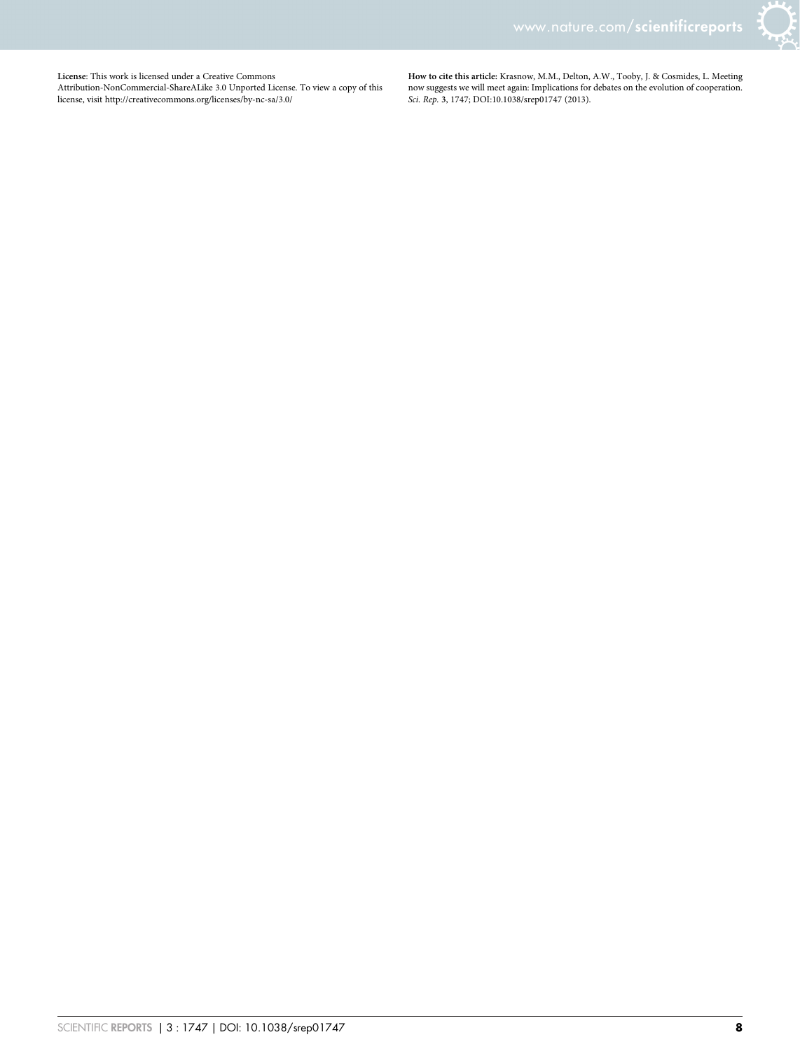**License**: This work is licensed under a Creative Commons Attribution-NonCommercial-ShareALike 3.0 Unported License. To view a copy of this license, visit http://creativecommons.org/licenses/by-nc-sa/3.0/

**How to cite this article:** Krasnow, M.M., Delton, A.W., Tooby, J. & Cosmides, L. Meeting now suggests we will meet again: Implications for debates on the evolution of cooperation. *Sci. Rep.* **3**, 1747; DOI:10.1038/srep01747 (2013).